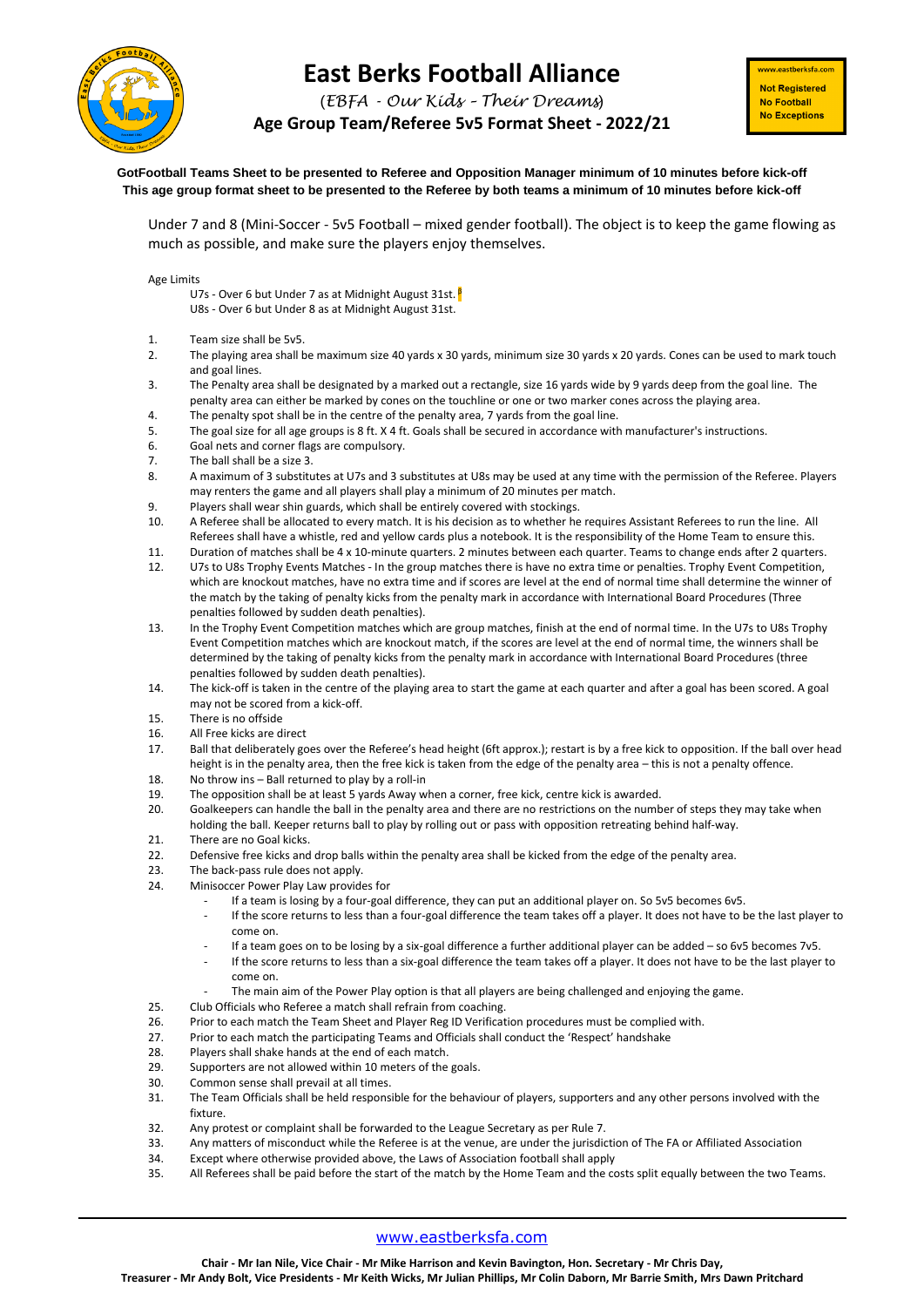# East Berks Football Alliance

(*EBFA - Our Kids - Their Dreams*)

**Age Group Team/Referee 5v5 Format Sheet - 2022/21**

**www.eastberksfa.com**
**Not Registered**
**No Football**
**No Exceptions**

**GotFootball Teams Sheet to be presented to Referee and Opposition Manager minimum of 10 minutes before kick-off**
**This age group format sheet to be presented to the Referee by both teams a minimum of 10 minutes before kick-off**

Under 7 and 8 (Mini-Soccer - 5v5 Football – mixed gender football). The object is to keep the game flowing as much as possible, and make sure the players enjoy themselves.

Age Limits

U7s - Over 6 but Under 7 as at Midnight August 31st.
U8s - Over 6 but Under 8 as at Midnight August 31st.

1. Team size shall be 5v5.
2. The playing area shall be maximum size 40 yards x 30 yards, minimum size 30 yards x 20 yards. Cones can be used to mark touch and goal lines.
3. The Penalty area shall be designated by a marked out a rectangle, size 16 yards wide by 9 yards deep from the goal line. The penalty area can either be marked by cones on the touchline or one or two marker cones across the playing area.
4. The penalty spot shall be in the centre of the penalty area, 7 yards from the goal line.
5. The goal size for all age groups is 8 ft. X 4 ft. Goals shall be secured in accordance with manufacturer's instructions.
6. Goal nets and corner flags are compulsory.
7. The ball shall be a size 3.
8. A maximum of 3 substitutes at U7s and 3 substitutes at U8s may be used at any time with the permission of the Referee. Players may renters the game and all players shall play a minimum of 20 minutes per match.
9. Players shall wear shin guards, which shall be entirely covered with stockings.
10. A Referee shall be allocated to every match. It is his decision as to whether he requires Assistant Referees to run the line. All Referees shall have a whistle, red and yellow cards plus a notebook. It is the responsibility of the Home Team to ensure this.
11. Duration of matches shall be 4 x 10-minute quarters. 2 minutes between each quarter. Teams to change ends after 2 quarters.
12. U7s to U8s Trophy Events Matches - In the group matches there is have no extra time or penalties. Trophy Event Competition, which are knockout matches, have no extra time and if scores are level at the end of normal time shall determine the winner of the match by the taking of penalty kicks from the penalty mark in accordance with International Board Procedures (Three penalties followed by sudden death penalties).
13. In the Trophy Event Competition matches which are group matches, finish at the end of normal time. In the U7s to U8s Trophy Event Competition matches which are knockout match, if the scores are level at the end of normal time, the winners shall be determined by the taking of penalty kicks from the penalty mark in accordance with International Board Procedures (three penalties followed by sudden death penalties).
14. The kick-off is taken in the centre of the playing area to start the game at each quarter and after a goal has been scored. A goal may not be scored from a kick-off.
15. There is no offside
16. All Free kicks are direct
17. Ball that deliberately goes over the Referee's head height (6ft approx.); restart is by a free kick to opposition. If the ball over head height is in the penalty area, then the free kick is taken from the edge of the penalty area – this is not a penalty offence.
18. No throw ins – Ball returned to play by a roll-in
19. The opposition shall be at least 5 yards Away when a corner, free kick, centre kick is awarded.
20. Goalkeepers can handle the ball in the penalty area and there are no restrictions on the number of steps they may take when holding the ball. Keeper returns ball to play by rolling out or pass with opposition retreating behind half-way.
21. There are no Goal kicks.
22. Defensive free kicks and drop balls within the penalty area shall be kicked from the edge of the penalty area.
23. The back-pass rule does not apply.
24. Minisoccer Power Play Law provides for
    - If a team is losing by a four-goal difference, they can put an additional player on. So 5v5 becomes 6v5.
    - If the score returns to less than a four-goal difference the team takes off a player. It does not have to be the last player to come on.
    - If a team goes on to be losing by a six-goal difference a further additional player can be added – so 6v5 becomes 7v5.
    - If the score returns to less than a six-goal difference the team takes off a player. It does not have to be the last player to come on.
    - The main aim of the Power Play option is that all players are being challenged and enjoying the game.
25. Club Officials who Referee a match shall refrain from coaching.
26. Prior to each match the Team Sheet and Player Reg ID Verification procedures must be complied with.
27. Prior to each match the participating Teams and Officials shall conduct the 'Respect' handshake
28. Players shall shake hands at the end of each match.
29. Supporters are not allowed within 10 meters of the goals.
30. Common sense shall prevail at all times.
31. The Team Officials shall be held responsible for the behaviour of players, supporters and any other persons involved with the fixture.
32. Any protest or complaint shall be forwarded to the League Secretary as per Rule 7.
33. Any matters of misconduct while the Referee is at the venue, are under the jurisdiction of The FA or Affiliated Association
34. Except where otherwise provided above, the Laws of Association football shall apply
35. All Referees shall be paid before the start of the match by the Home Team and the costs split equally between the two Teams.

www.eastberksfa.com

**Chair - Mr Ian Nile, Vice Chair - Mr Mike Harrison and Kevin Bavington, Hon. Secretary - Mr Chris Day,**
**Treasurer - Mr Andy Bolt, Vice Presidents - Mr Keith Wicks, Mr Julian Phillips, Mr Colin Daborn, Mr Barrie Smith, Mrs Dawn Pritchard**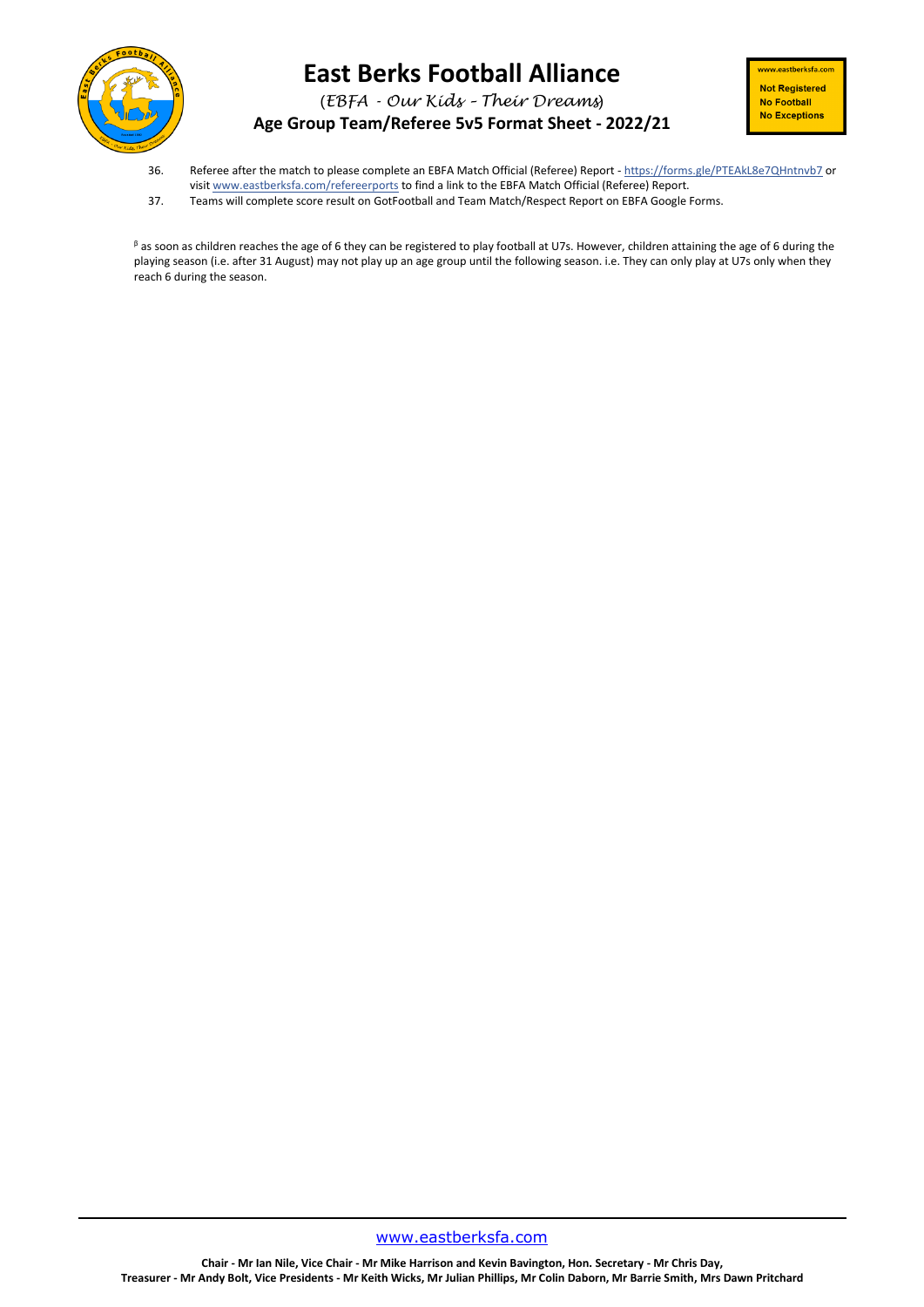36. Referee after the match to please complete an EBFA Match Official (Referee) Report - https://forms.gle/PTEAkL8e7QHntnvb7 or visit www.eastberksfa.com/refereerports to find a link to the EBFA Match Official (Referee) Report.
37. Teams will complete score result on GotFootball and Team Match/Respect Report on EBFA Google Forms.

[β] as soon as children reaches the age of 6 they can be registered to play football at U7s. However, children attaining the age of 6 during the playing season (i.e. after 31 August) may not play up an age group until the following season. i.e. They can only play at U7s only when they reach 6 during the season.